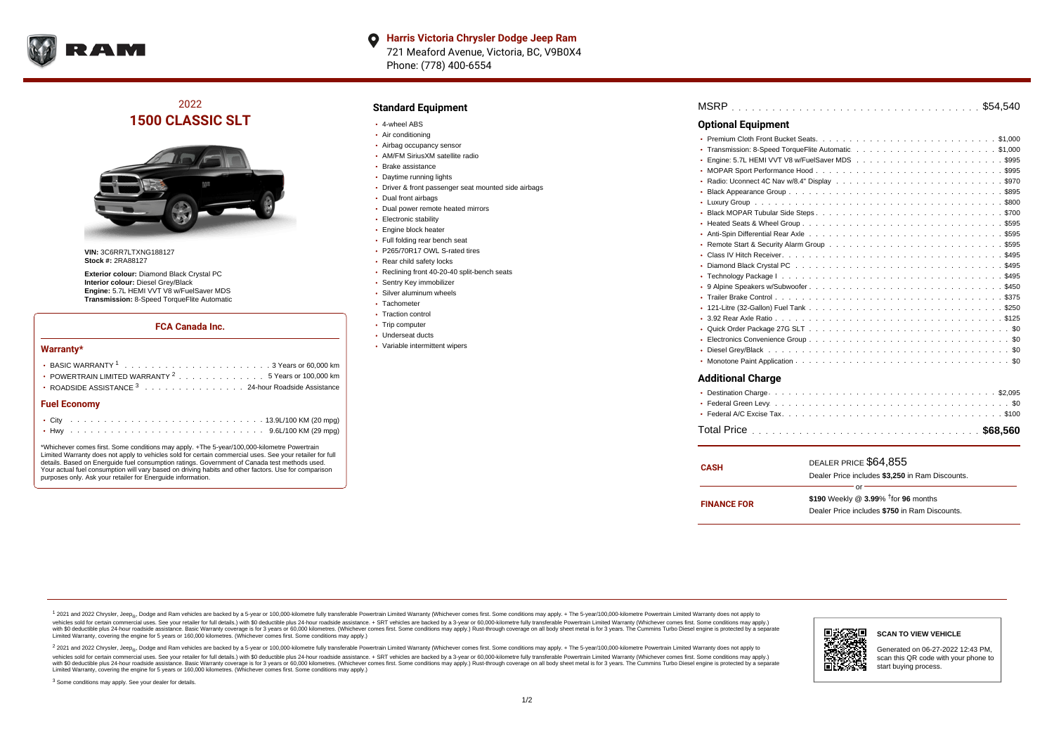**Harris Victoria Chrysler Dodge Jeep Ram**
721 Meaford Avenue, Victoria, BC, V9B0X4
Phone: (778) 400-6554

# 2022 1500 CLASSIC SLT

**VIN:** 3C6RR7LTXNG188127
**Stock #:** 2RA88127

**Exterior colour:** Diamond Black Crystal PC
**Interior colour:** Diesel Grey/Black
**Engine:** 5.7L HEMI VVT V8 w/FuelSaver MDS
**Transmission:** 8-Speed TorqueFlite Automatic

## FCA Canada Inc.

### Warranty*

- BASIC WARRANTY [1] . . . . . 3 Years or 60,000 km
- POWERTRAIN LIMITED WARRANTY [2] . . . . . 5 Years or 100,000 km
- ROADSIDE ASSISTANCE [3] . . . . . 24-hour Roadside Assistance

### Fuel Economy

- City . . . . . 13.9L/100 KM (20 mpg)
- Hwy . . . . . 9.6L/100 KM (29 mpg)

*Whichever comes first. Some conditions may apply. +The 5-year/100,000-kilometre Powertrain Limited Warranty does not apply to vehicles sold for certain commercial uses. See your retailer for full details. Based on Energuide fuel consumption ratings. Government of Canada test methods used. Your actual fuel consumption will vary based on driving habits and other factors. Use for comparison purposes only. Ask your retailer for Energuide information.

## Standard Equipment

- 4-wheel ABS
- Air conditioning
- Airbag occupancy sensor
- AM/FM SiriusXM satellite radio
- Brake assistance
- Daytime running lights
- Driver & front passenger seat mounted side airbags
- Dual front airbags
- Dual power remote heated mirrors
- Electronic stability
- Engine block heater
- Full folding rear bench seat
- P265/70R17 OWL S-rated tires
- Rear child safety locks
- Reclining front 40-20-40 split-bench seats
- Sentry Key immobilizer
- Silver aluminum wheels
- Tachometer
- Traction control
- Trip computer
- Underseat ducts
- Variable intermittent wipers

MSRP . . . . . $54,540

## Optional Equipment

- Premium Cloth Front Bucket Seats . . . . . $1,000
- Transmission: 8-Speed TorqueFlite Automatic . . . . . $1,000
- Engine: 5.7L HEMI VVT V8 w/FuelSaver MDS . . . . . $995
- MOPAR Sport Performance Hood . . . . . $995
- Radio: Uconnect 4C Nav w/8.4" Display . . . . . $970
- Black Appearance Group . . . . . $895
- Luxury Group . . . . . $800
- Black MOPAR Tubular Side Steps . . . . . $700
- Heated Seats & Wheel Group . . . . . $595
- Anti-Spin Differential Rear Axle . . . . . $595
- Remote Start & Security Alarm Group . . . . . $595
- Class IV Hitch Receiver . . . . . $495
- Diamond Black Crystal PC . . . . . $495
- Technology Package I . . . . . $495
- 9 Alpine Speakers w/Subwoofer . . . . . $450
- Trailer Brake Control . . . . . $375
- 121-Litre (32-Gallon) Fuel Tank . . . . . $250
- 3.92 Rear Axle Ratio . . . . . $125
- Quick Order Package 27G SLT . . . . . $0
- Electronics Convenience Group . . . . . $0
- Diesel Grey/Black . . . . . $0
- Monotone Paint Application . . . . . $0

## Additional Charge

- Destination Charge . . . . . $2,095
- Federal Green Levy . . . . . $0
- Federal A/C Excise Tax . . . . . $100

Total Price . . . . . **$68,560**

**CASH** — DEALER PRICE $64,855
Dealer Price includes **$3,250** in Ram Discounts.

or

**FINANCE FOR** — **$190** Weekly @ **3.99**% †for **96** months
Dealer Price includes **$750** in Ram Discounts.

[1] 2021 and 2022 Chrysler, Jeep®, Dodge and Ram vehicles are backed by a 5-year or 100,000-kilometre fully transferable Powertrain Limited Warranty (Whichever comes first. Some conditions may apply. + The 5-year/100,000-kilometre Powertrain Limited Warranty does not apply to vehicles sold for certain commercial uses. See your retailer for full details.) with $0 deductible plus 24-hour roadside assistance. + SRT vehicles are backed by a 3-year or 60,000-kilometre fully transferable Powertrain Limited Warranty (Whichever comes first. Some conditions may apply.) with $0 deductible plus 24-hour roadside assistance. Basic Warranty coverage is for 3 years or 60,000 kilometres. (Whichever comes first. Some conditions may apply.) Rust-through coverage on all body sheet metal is for 3 years. The Cummins Turbo Diesel engine is protected by a separate Limited Warranty, covering the engine for 5 years or 160,000 kilometres. (Whichever comes first. Some conditions may apply.)

[2] 2021 and 2022 Chrysler, Jeep®, Dodge and Ram vehicles are backed by a 5-year or 100,000-kilometre fully transferable Powertrain Limited Warranty (Whichever comes first. Some conditions may apply. + The 5-year/100,000-kilometre Powertrain Limited Warranty does not apply to vehicles sold for certain commercial uses. See your retailer for full details.) with $0 deductible plus 24-hour roadside assistance. + SRT vehicles are backed by a 3-year or 60,000-kilometre fully transferable Powertrain Limited Warranty (Whichever comes first. Some conditions may apply.) with $0 deductible plus 24-hour roadside assistance. Basic Warranty coverage is for 3 years or 60,000 kilometres. (Whichever comes first. Some conditions may apply.) Rust-through coverage on all body sheet metal is for 3 years. The Cummins Turbo Diesel engine is protected by a separate Limited Warranty, covering the engine for 5 years or 160,000 kilometres. (Whichever comes first. Some conditions may apply.)

[3] Some conditions may apply. See your dealer for details.

**SCAN TO VIEW VEHICLE**

Generated on 06-27-2022 12:43 PM, scan this QR code with your phone to start buying process.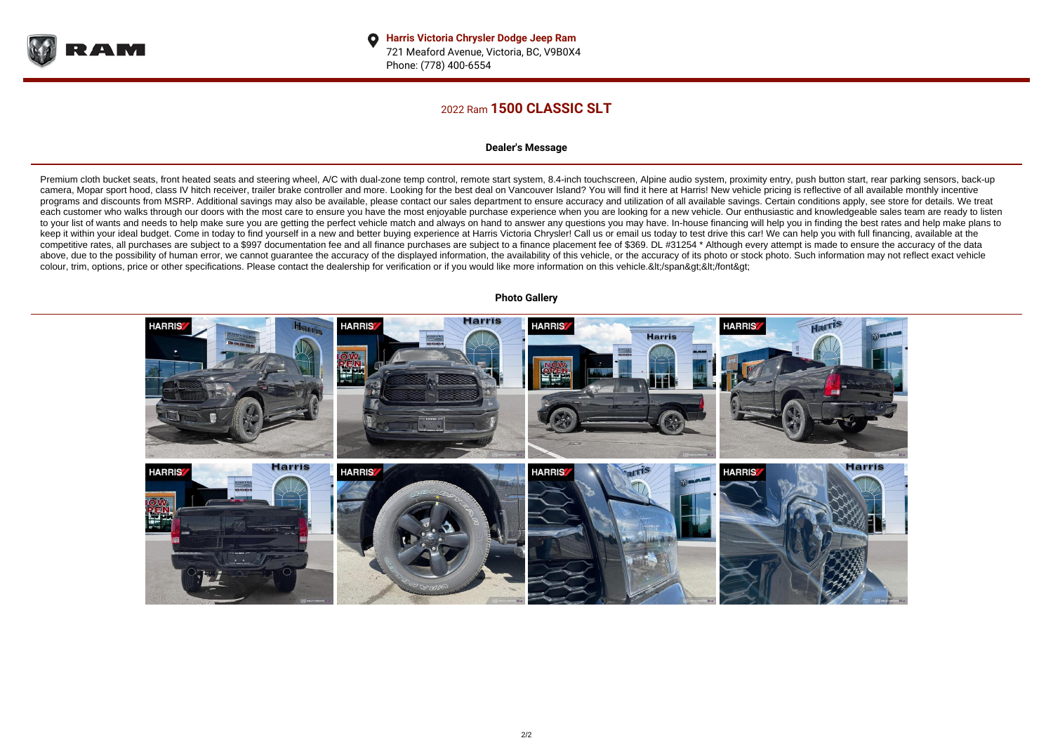**Harris Victoria Chrysler Dodge Jeep Ram**
721 Meaford Avenue, Victoria, BC, V9B0X4
Phone: (778) 400-6554

# 2022 Ram **1500 CLASSIC SLT**

## Dealer's Message

Premium cloth bucket seats, front heated seats and steering wheel, A/C with dual-zone temp control, remote start system, 8.4-inch touchscreen, Alpine audio system, proximity entry, push button start, rear parking sensors, back-up camera, Mopar sport hood, class IV hitch receiver, trailer brake controller and more. Looking for the best deal on Vancouver Island? You will find it here at Harris! New vehicle pricing is reflective of all available monthly incentive programs and discounts from MSRP. Additional savings may also be available, please contact our sales department to ensure accuracy and utilization of all available savings. Certain conditions apply, see store for details. We treat each customer who walks through our doors with the most care to ensure you have the most enjoyable purchase experience when you are looking for a new vehicle. Our enthusiastic and knowledgeable sales team are ready to listen to your list of wants and needs to help make sure you are getting the perfect vehicle match and always on hand to answer any questions you may have. In-house financing will help you in finding the best rates and help make plans to keep it within your ideal budget. Come in today to find yourself in a new and better buying experience at Harris Victoria Chrysler! Call us or email us today to test drive this car! We can help you with full financing, available at the competitive rates, all purchases are subject to a $997 documentation fee and all finance purchases are subject to a finance placement fee of $369. DL #31254 * Although every attempt is made to ensure the accuracy of the data above, due to the possibility of human error, we cannot guarantee the accuracy of the displayed information, the availability of this vehicle, or the accuracy of its photo or stock photo. Such information may not reflect exact vehicle colour, trim, options, price or other specifications. Please contact the dealership for verification or if you would like more information on this vehicle.&lt;/span&gt;&lt;/font&gt;

## Photo Gallery